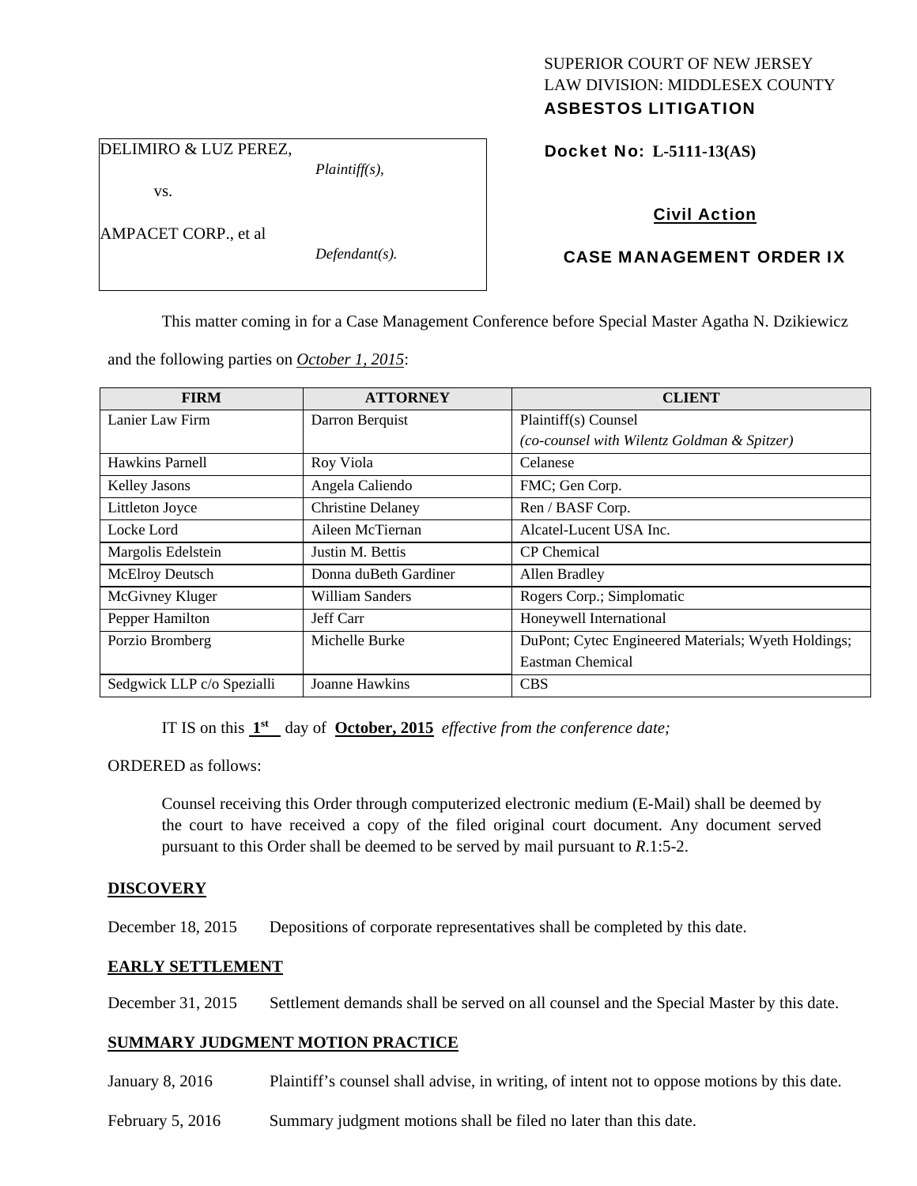SUPERIOR COURT OF NEW JERSEY
LAW DIVISION: MIDDLESEX COUNTY
**ASBESTOS LITIGATION**

DELIMIRO & LUZ PEREZ,
*Plaintiff(s),*

vs.

AMPACET CORP., et al
*Defendant(s).*

**Docket No: L-5111-13(AS)**

**Civil Action**

**CASE MANAGEMENT ORDER IX**

This matter coming in for a Case Management Conference before Special Master Agatha N. Dzikiewicz and the following parties on *October 1, 2015*:

| FIRM | ATTORNEY | CLIENT |
|---|---|---|
| Lanier Law Firm | Darron Berquist | Plaintiff(s) Counsel *(co-counsel with Wilentz Goldman & Spitzer)* |
| Hawkins Parnell | Roy Viola | Celanese |
| Kelley Jasons | Angela Caliendo | FMC; Gen Corp. |
| Littleton Joyce | Christine Delaney | Ren / BASF Corp. |
| Locke Lord | Aileen McTiernan | Alcatel-Lucent USA Inc. |
| Margolis Edelstein | Justin M. Bettis | CP Chemical |
| McElroy Deutsch | Donna duBeth Gardiner | Allen Bradley |
| McGivney Kluger | William Sanders | Rogers Corp.; Simplomatic |
| Pepper Hamilton | Jeff Carr | Honeywell International |
| Porzio Bromberg | Michelle Burke | DuPont; Cytec Engineered Materials; Wyeth Holdings; Eastman Chemical |
| Sedgwick LLP c/o Spezialli | Joanne Hawkins | CBS |

IT IS on this **1st** day of **October, 2015** *effective from the conference date;*

ORDERED as follows:

Counsel receiving this Order through computerized electronic medium (E-Mail) shall be deemed by the court to have received a copy of the filed original court document. Any document served pursuant to this Order shall be deemed to be served by mail pursuant to *R*.1:5-2.

**DISCOVERY**

December 18, 2015 Depositions of corporate representatives shall be completed by this date.

**EARLY SETTLEMENT**

December 31, 2015 Settlement demands shall be served on all counsel and the Special Master by this date.

**SUMMARY JUDGMENT MOTION PRACTICE**

January 8, 2016 Plaintiff's counsel shall advise, in writing, of intent not to oppose motions by this date.

February 5, 2016 Summary judgment motions shall be filed no later than this date.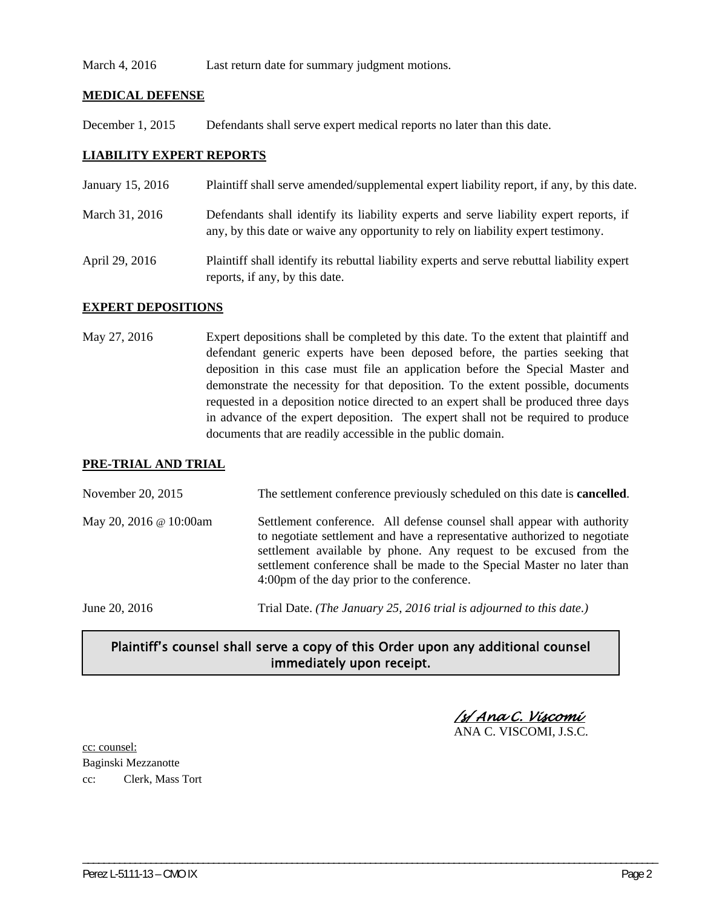| | |
|---|---|
| March 4, 2016 | Last return date for summary judgment motions. |

**MEDICAL DEFENSE**

| | |
|---|---|
| December 1, 2015 | Defendants shall serve expert medical reports no later than this date. |

**LIABILITY EXPERT REPORTS**

| | |
|---|---|
| January 15, 2016 | Plaintiff shall serve amended/supplemental expert liability report, if any, by this date. |
| March 31, 2016 | Defendants shall identify its liability experts and serve liability expert reports, if any, by this date or waive any opportunity to rely on liability expert testimony. |
| April 29, 2016 | Plaintiff shall identify its rebuttal liability experts and serve rebuttal liability expert reports, if any, by this date. |

**EXPERT DEPOSITIONS**

| | |
|---|---|
| May 27, 2016 | Expert depositions shall be completed by this date. To the extent that plaintiff and defendant generic experts have been deposed before, the parties seeking that deposition in this case must file an application before the Special Master and demonstrate the necessity for that deposition. To the extent possible, documents requested in a deposition notice directed to an expert shall be produced three days in advance of the expert deposition. The expert shall not be required to produce documents that are readily accessible in the public domain. |

**PRE-TRIAL AND TRIAL**

| | |
|---|---|
| November 20, 2015 | The settlement conference previously scheduled on this date is **cancelled**. |
| May 20, 2016 @ 10:00am | Settlement conference. All defense counsel shall appear with authority to negotiate settlement and have a representative authorized to negotiate settlement available by phone. Any request to be excused from the settlement conference shall be made to the Special Master no later than 4:00pm of the day prior to the conference. |
| June 20, 2016 | Trial Date. *(The January 25, 2016 trial is adjourned to this date.)* |

**Plaintiff's counsel shall serve a copy of this Order upon any additional counsel immediately upon receipt.**

*/s/ Ana C. Viscomi*
ANA C. VISCOMI, J.S.C.

cc: counsel:
Baginski Mezzanotte
cc: Clerk, Mass Tort